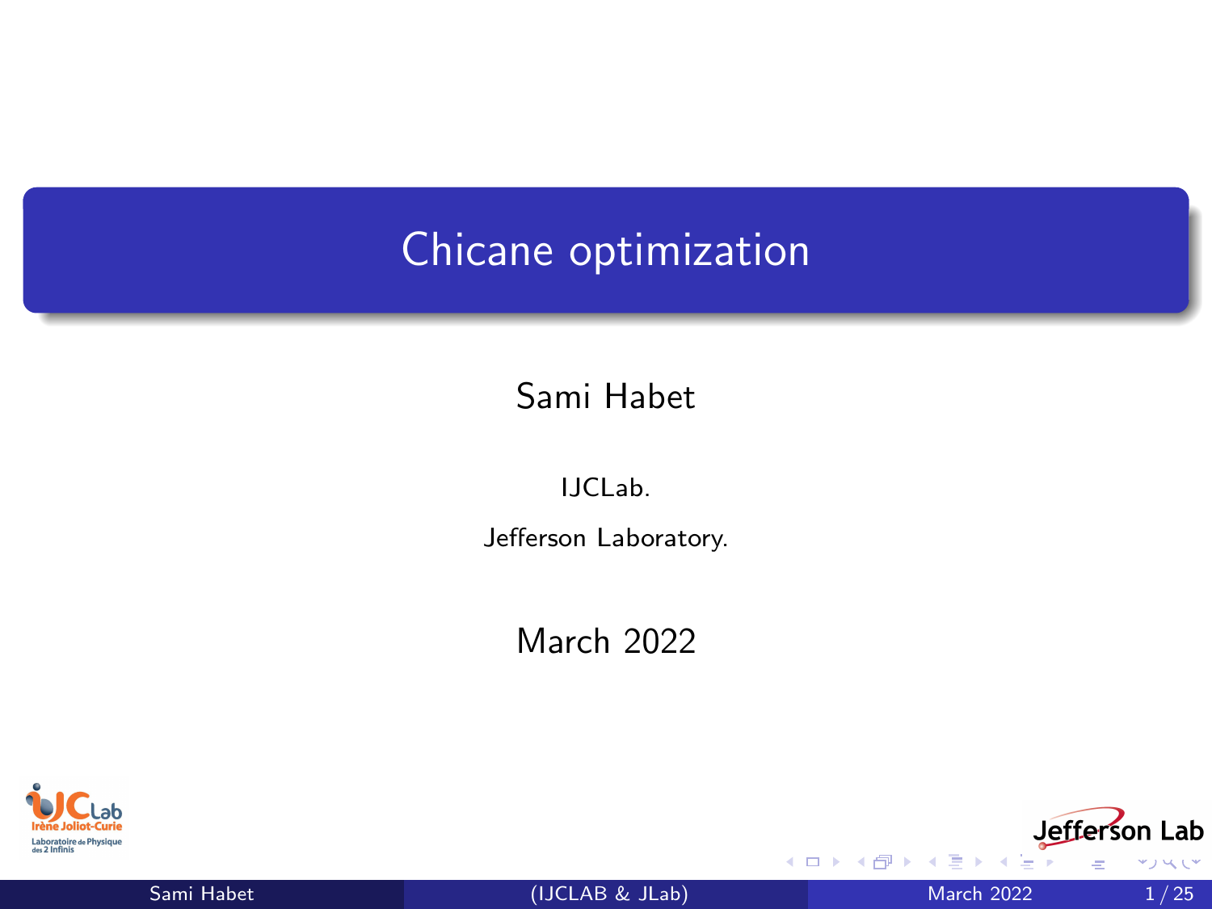# Chicane optimization

Sami Habet

IJCLab.

Jefferson Laboratory.

March 2022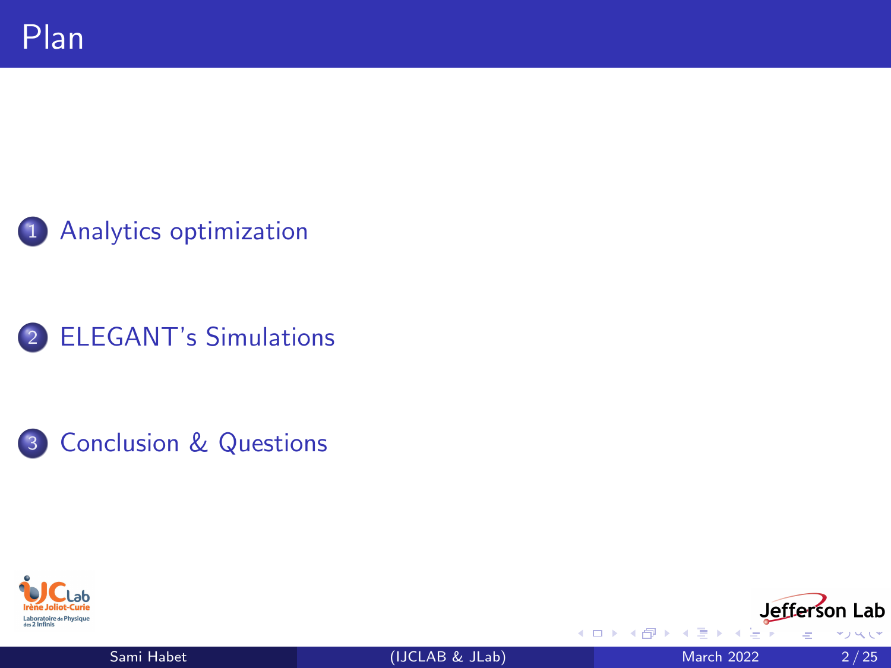# Plan

1. Analytics optimization
2. ELEGANT's Simulations
3. Conclusion & Questions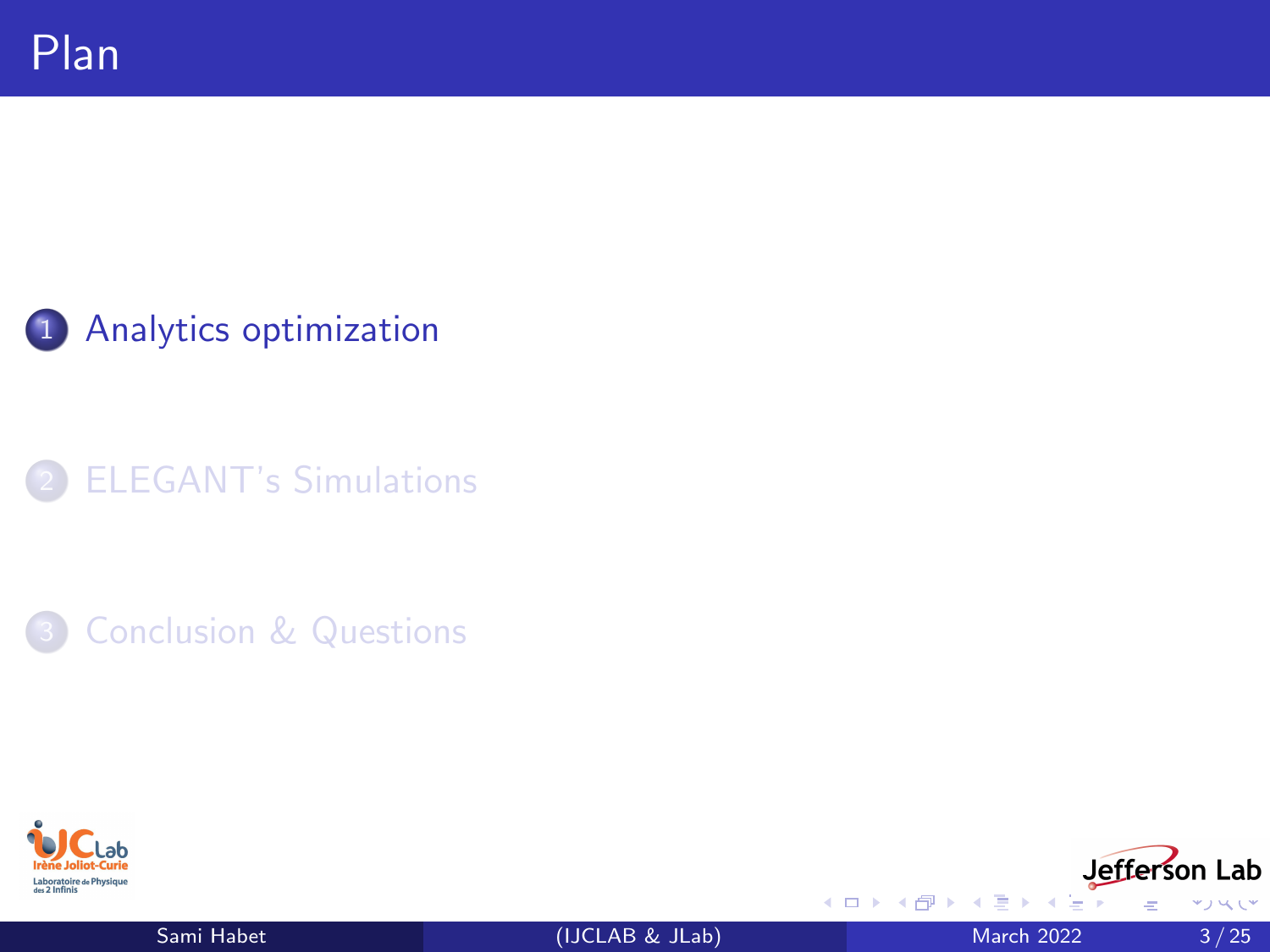# Plan

1. Analytics optimization
2. ELEGANT's Simulations
3. Conclusion & Questions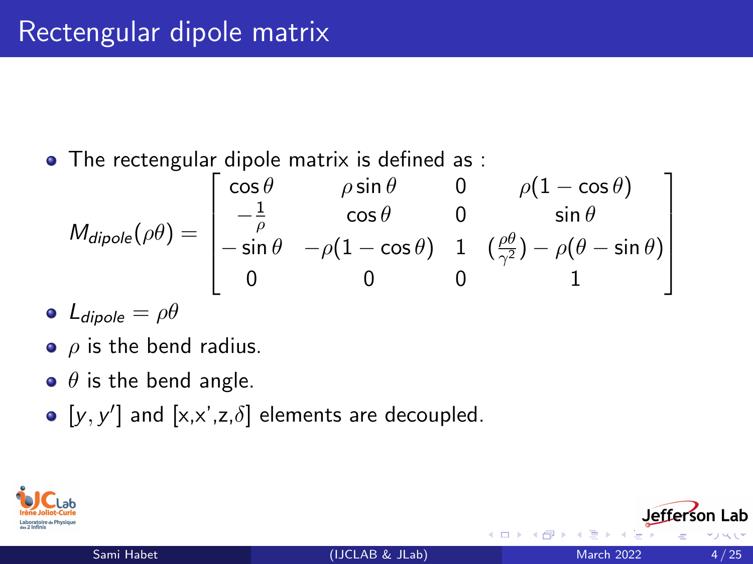# Rectengular dipole matrix

- The rectengular dipole matrix is defined as :

$$M_{dipole}(\rho\theta) = \begin{bmatrix} \cos\theta & \rho\sin\theta & 0 & \rho(1-\cos\theta) \\ -\frac{1}{\rho} & \cos\theta & 0 & \sin\theta \\ -\sin\theta & -\rho(1-\cos\theta) & 1 & (\frac{\rho\theta}{\gamma^2}) - \rho(\theta - \sin\theta) \\ 0 & 0 & 0 & 1 \end{bmatrix}$$

- $L_{dipole} = \rho\theta$
- $\rho$ is the bend radius.
- $\theta$ is the bend angle.
- $[y, y']$ and [x,x',z,$\delta$] elements are decoupled.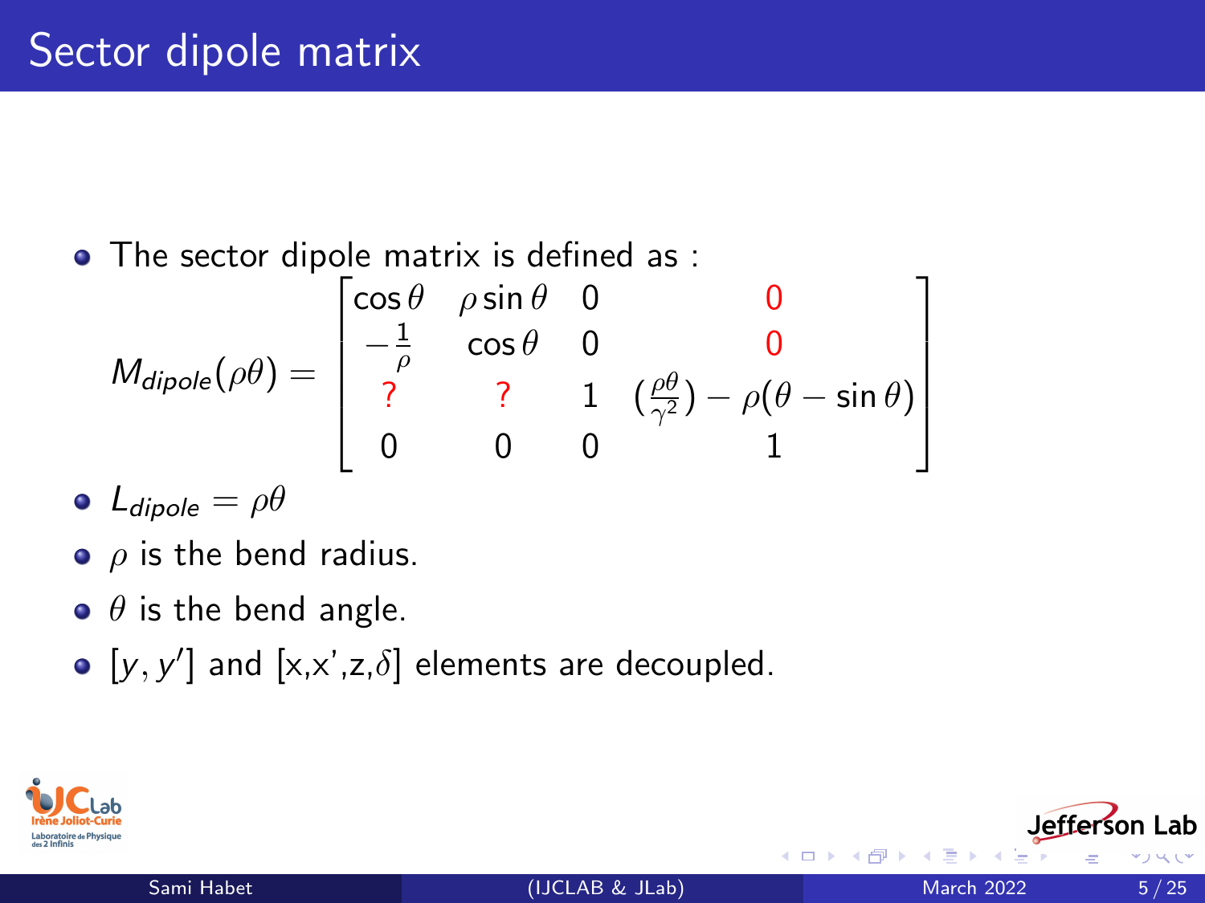# Sector dipole matrix

- The sector dipole matrix is defined as :

$$M_{dipole}(\rho\theta) = \begin{bmatrix} \cos\theta & \rho\sin\theta & 0 & 0 \\ -\frac{1}{\rho} & \cos\theta & 0 & 0 \\ ? & ? & 1 & (\frac{\rho\theta}{\gamma^2}) - \rho(\theta - \sin\theta) \\ 0 & 0 & 0 & 1 \end{bmatrix}$$

- $L_{dipole} = \rho\theta$
- $\rho$ is the bend radius.
- $\theta$ is the bend angle.
- $[y, y']$ and [x,x',z,$\delta$] elements are decoupled.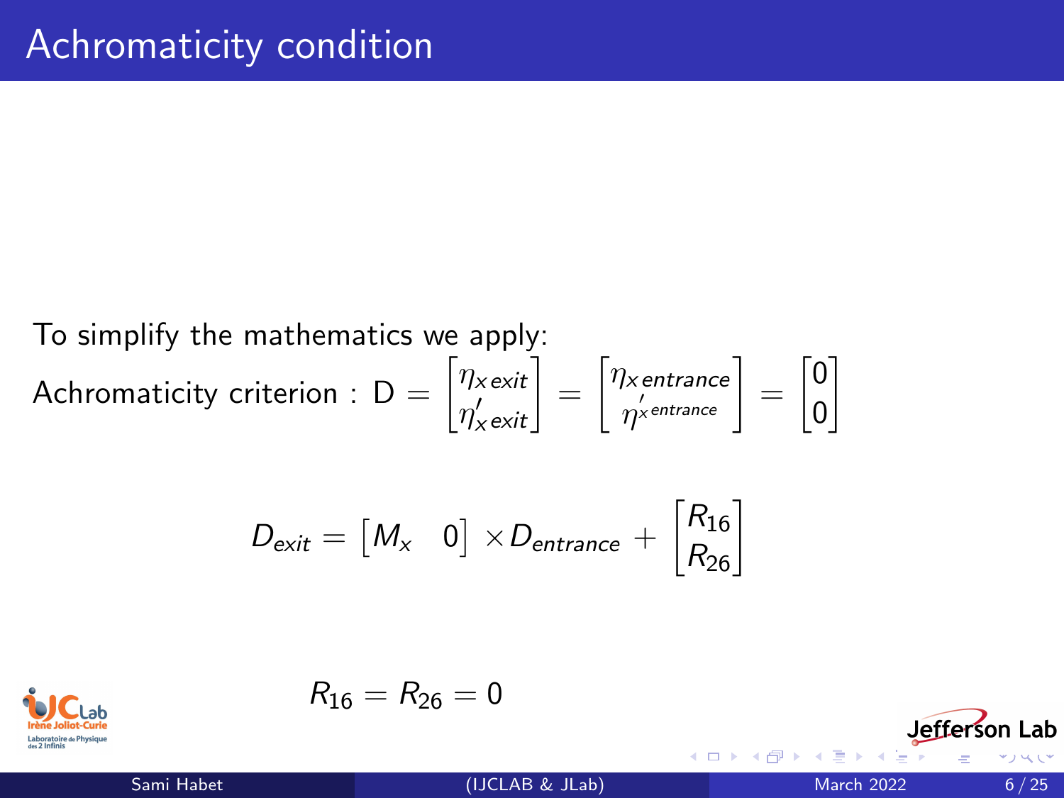# Achromaticity condition

To simplify the mathematics we apply:

Achromaticity criterion : $D = \begin{bmatrix} \eta_{x\,exit} \\ \eta'_{x\,exit} \end{bmatrix} = \begin{bmatrix} \eta_{x\,entrance} \\ \eta'^{x\,entrance} \end{bmatrix} = \begin{bmatrix} 0 \\ 0 \end{bmatrix}$

$$D_{exit} = \begin{bmatrix} M_x & 0 \end{bmatrix} \times D_{entrance} + \begin{bmatrix} R_{16} \\ R_{26} \end{bmatrix}$$

$$R_{16} = R_{26} = 0$$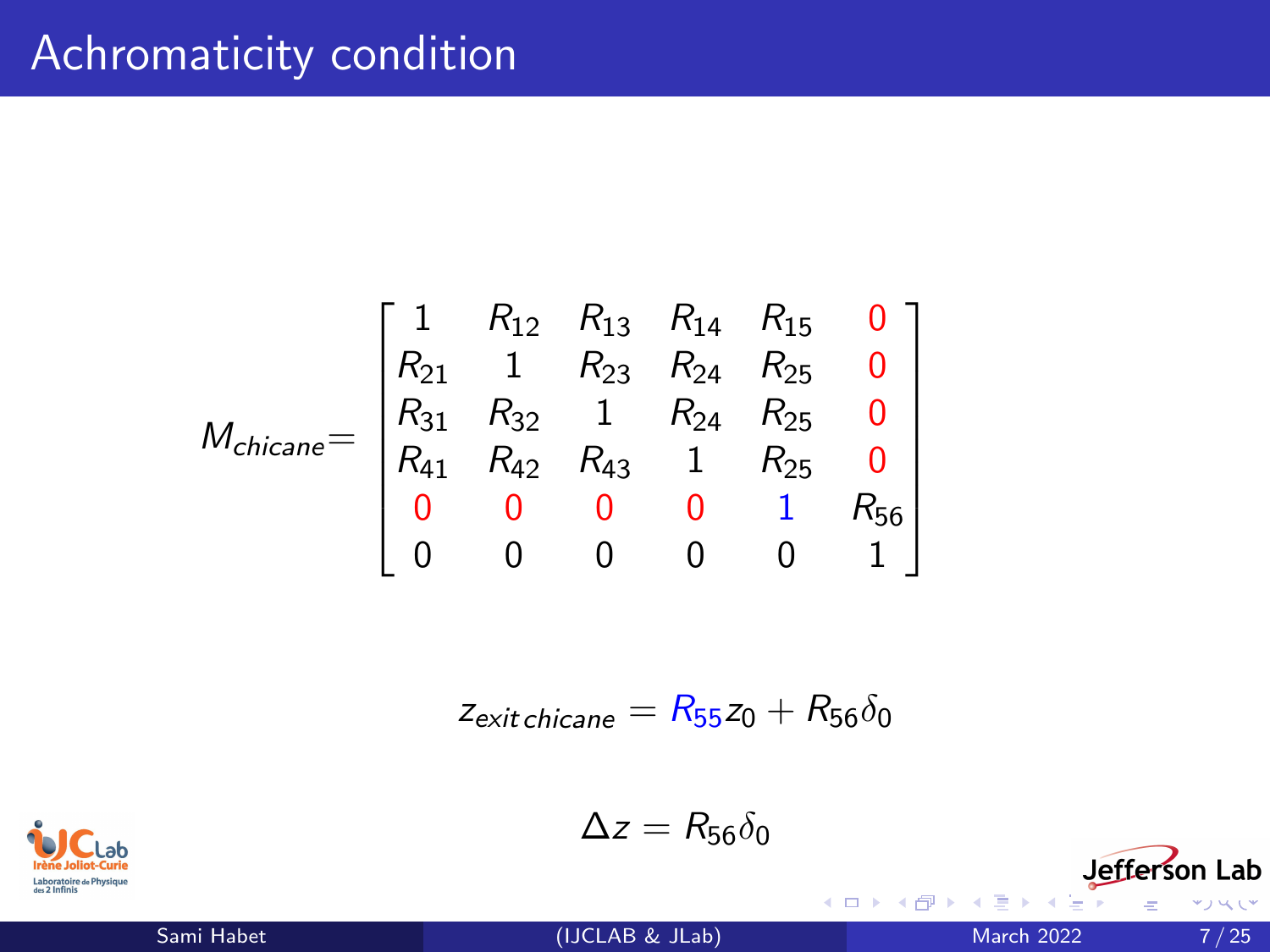# Achromaticity condition

$$
M_{chicane} = \begin{bmatrix} 1 & R_{12} & R_{13} & R_{14} & R_{15} & 0 \\ R_{21} & 1 & R_{23} & R_{24} & R_{25} & 0 \\ R_{31} & R_{32} & 1 & R_{24} & R_{25} & 0 \\ R_{41} & R_{42} & R_{43} & 1 & R_{25} & 0 \\ 0 & 0 & 0 & 0 & 1 & R_{56} \\ 0 & 0 & 0 & 0 & 0 & 1 \end{bmatrix}
$$

$$
z_{exit\,chicane} = R_{55} z_0 + R_{56} \delta_0
$$

$$
\Delta z = R_{56} \delta_0
$$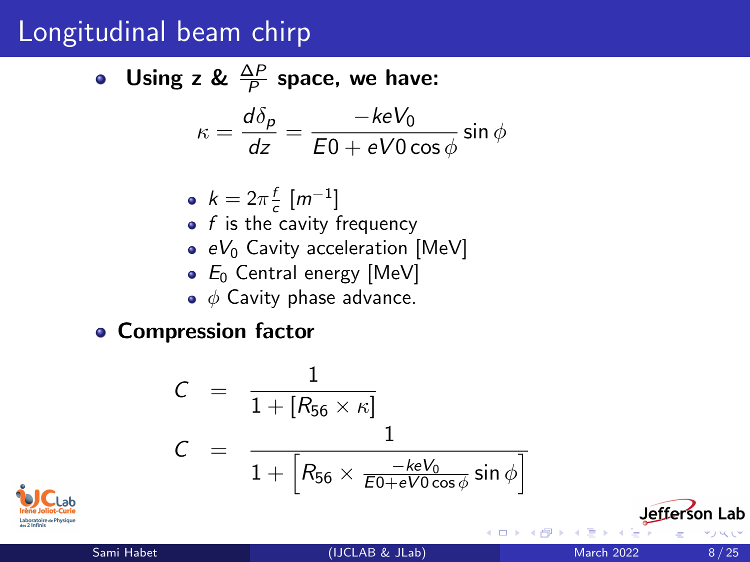# Longitudinal beam chirp

- **Using z & $\frac{\Delta P}{P}$ space, we have:**

$$\kappa = \frac{d\delta_p}{dz} = \frac{-keV_0}{E0 + eV0\cos\phi}\sin\phi$$

  - $k = 2\pi\frac{f}{c}$ $[m^{-1}]$
  - $f$ is the cavity frequency
  - $eV_0$ Cavity acceleration [MeV]
  - $E_0$ Central energy [MeV]
  - $\phi$ Cavity phase advance.

- **Compression factor**

$$C = \frac{1}{1 + [R_{56} \times \kappa]}$$

$$C = \frac{1}{1 + \left[R_{56} \times \frac{-keV_0}{E0+eV0\cos\phi}\sin\phi\right]}$$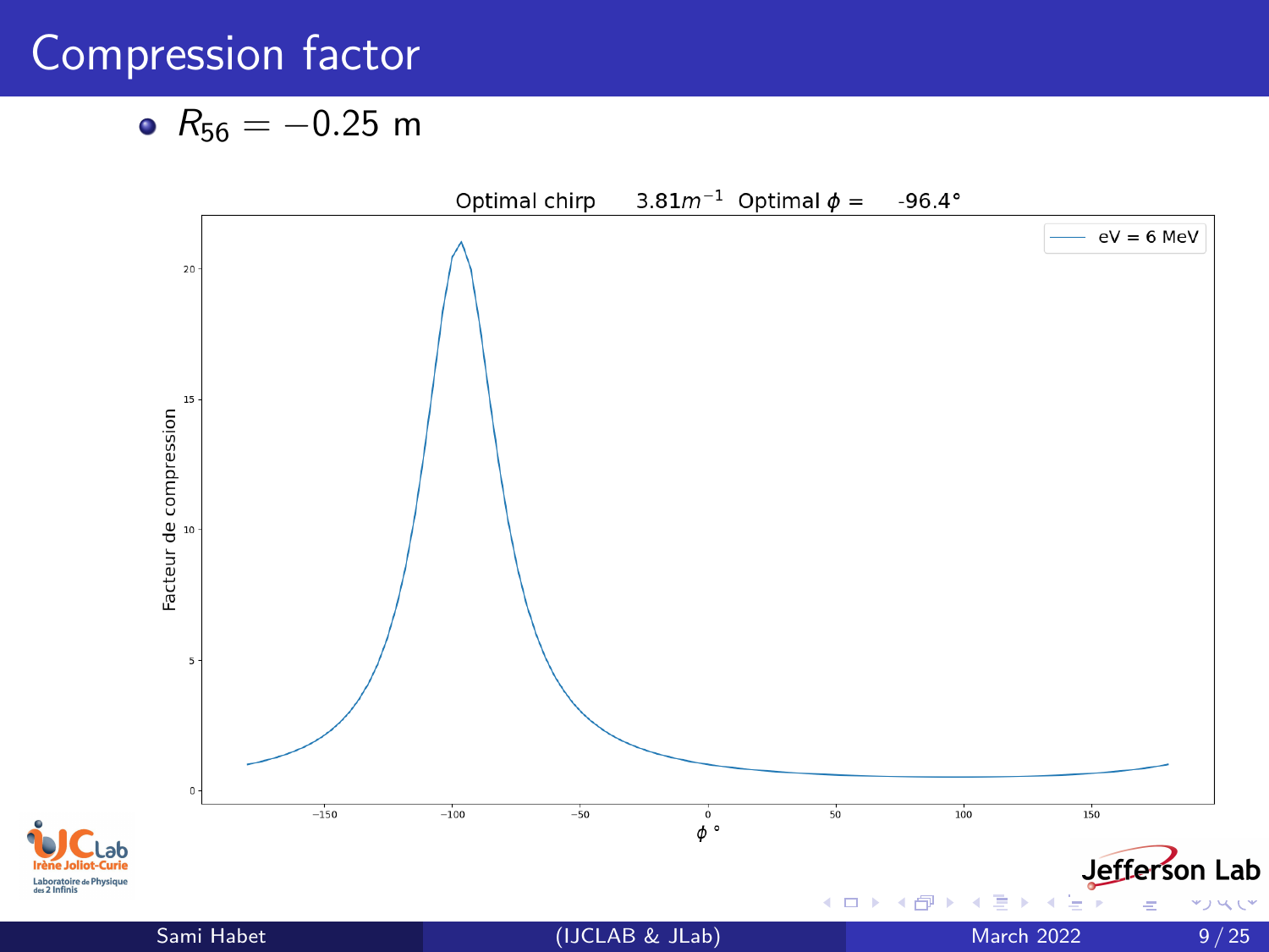# Compression factor

- $R_{56} = -0.25$ m

Optimal chirp $3.81 m^{-1}$ Optimal $\phi =$ -96.4°

eV = 6 MeV

Facteur de compression

$\phi$ °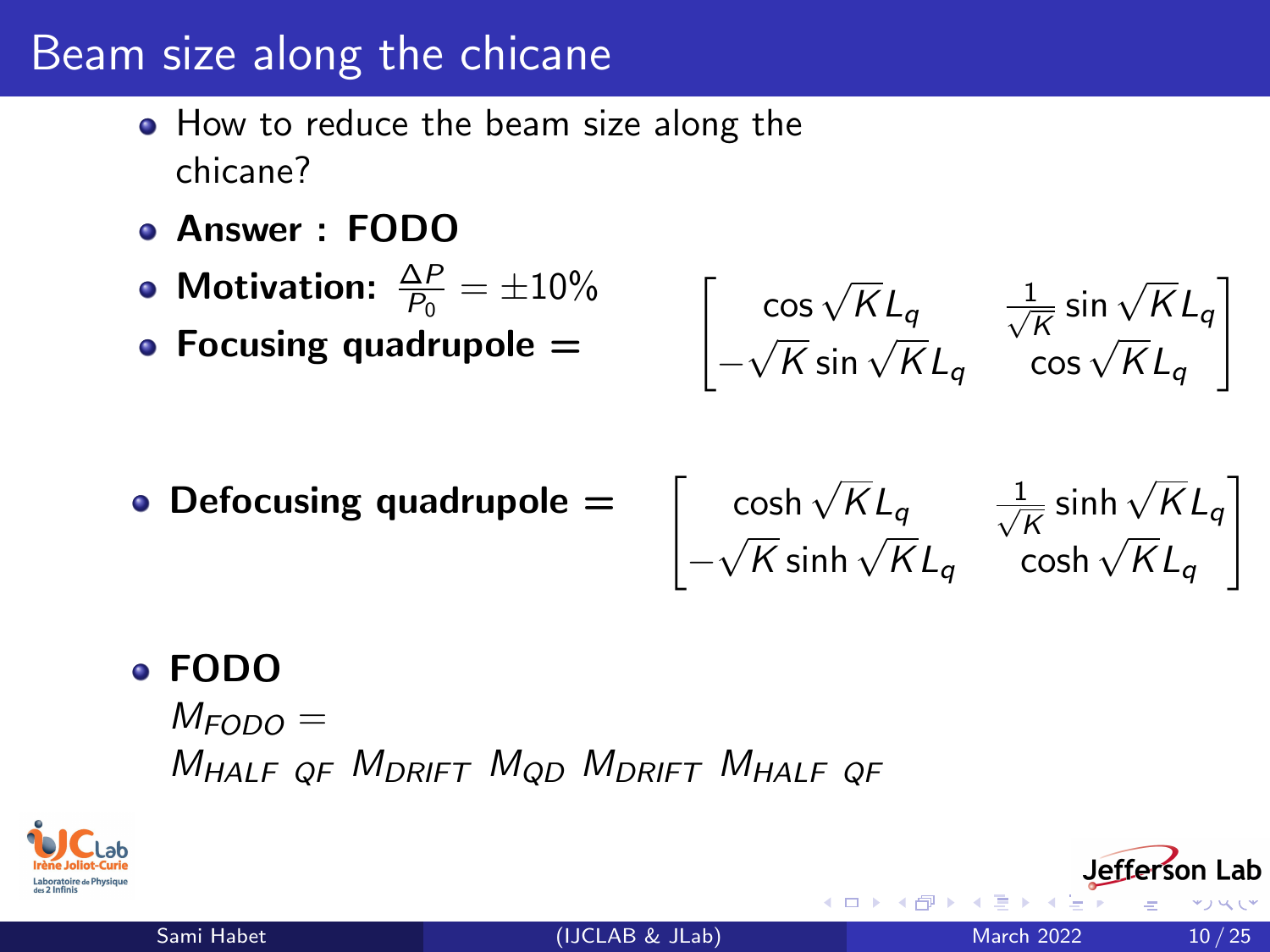# Beam size along the chicane

- How to reduce the beam size along the chicane?
- **Answer : FODO**
- **Motivation:** $\frac{\Delta P}{P_0} = \pm 10\%$
- **Focusing quadrupole =**

$$\begin{bmatrix} \cos\sqrt{K}L_q & \frac{1}{\sqrt{K}}\sin\sqrt{K}L_q \\ -\sqrt{K}\sin\sqrt{K}L_q & \cos\sqrt{K}L_q \end{bmatrix}$$

- **Defocusing quadrupole =**

$$\begin{bmatrix} \cosh\sqrt{K}L_q & \frac{1}{\sqrt{K}}\sinh\sqrt{K}L_q \\ -\sqrt{K}\sinh\sqrt{K}L_q & \cosh\sqrt{K}L_q \end{bmatrix}$$

- **FODO**

  $M_{FODO} =$
  $M_{HALF\ QF}\ M_{DRIFT}\ M_{QD}\ M_{DRIFT}\ M_{HALF\ QF}$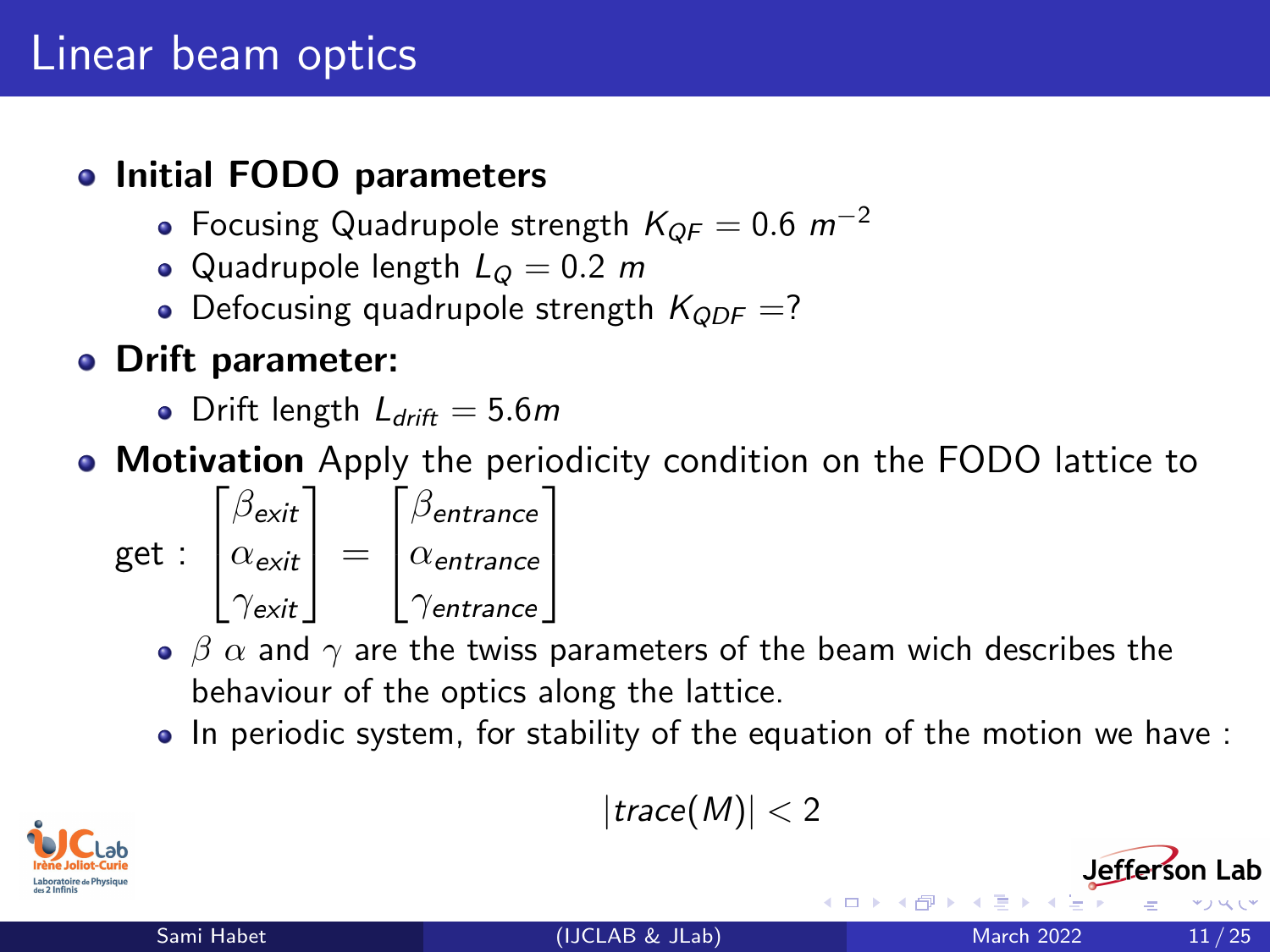# Linear beam optics

- **Initial FODO parameters**
  - Focusing Quadrupole strength $K_{QF} = 0.6\ m^{-2}$
  - Quadrupole length $L_Q = 0.2\ m$
  - Defocusing quadrupole strength $K_{QDF} = ?$
- **Drift parameter:**
  - Drift length $L_{drift} = 5.6m$
- **Motivation** Apply the periodicity condition on the FODO lattice to get :

$$\begin{bmatrix} \beta_{exit} \\ \alpha_{exit} \\ \gamma_{exit} \end{bmatrix} = \begin{bmatrix} \beta_{entrance} \\ \alpha_{entrance} \\ \gamma_{entrance} \end{bmatrix}$$

  - $\beta$ $\alpha$ and $\gamma$ are the twiss parameters of the beam wich describes the behaviour of the optics along the lattice.
  - In periodic system, for stability of the equation of the motion we have :

$$|trace(M)| < 2$$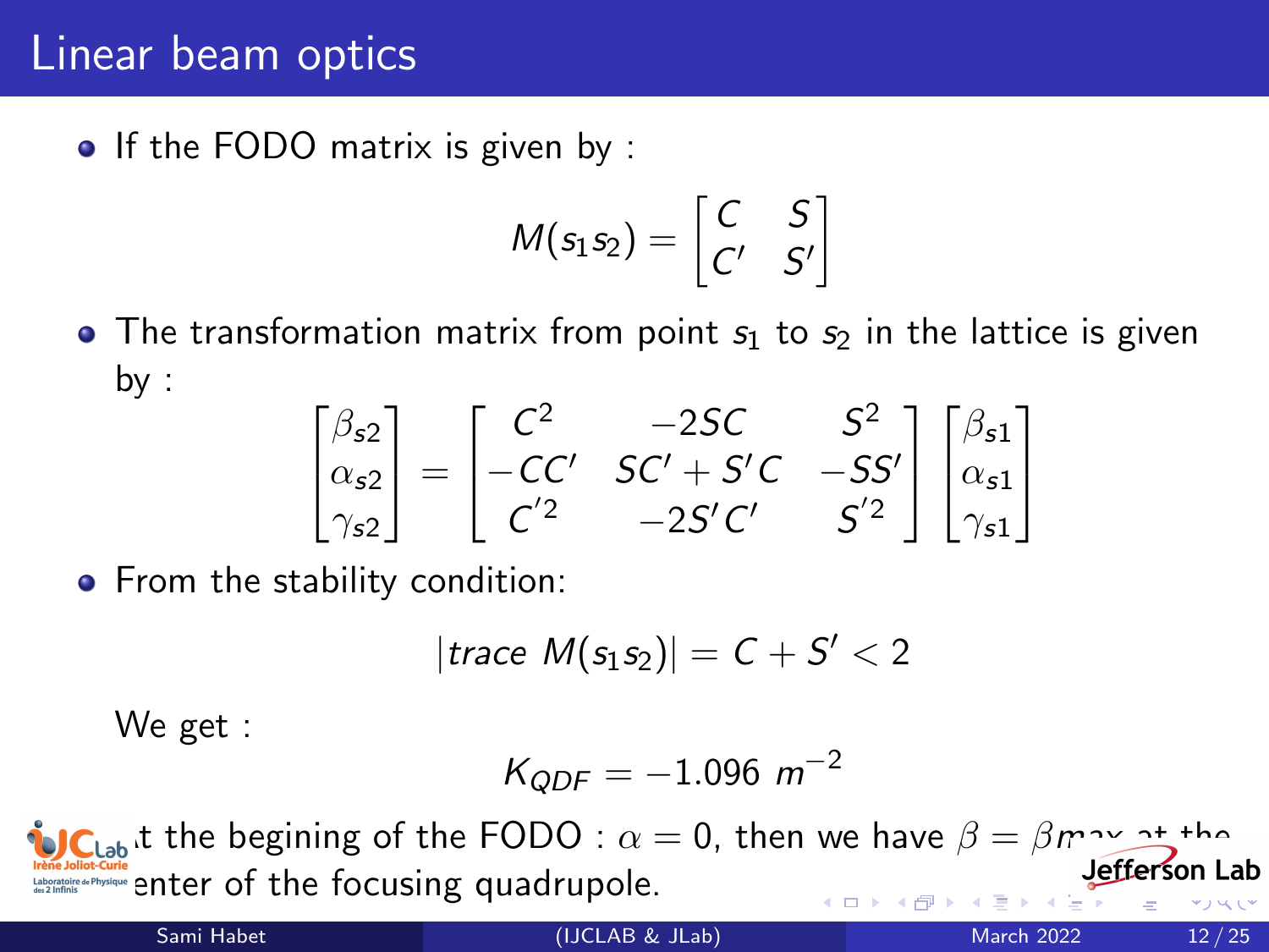# Linear beam optics

- If the FODO matrix is given by :

$$M(s_1 s_2) = \begin{bmatrix} C & S \\ C' & S' \end{bmatrix}$$

- The transformation matrix from point $s_1$ to $s_2$ in the lattice is given by :

$$\begin{bmatrix} \beta_{s2} \\ \alpha_{s2} \\ \gamma_{s2} \end{bmatrix} = \begin{bmatrix} C^2 & -2SC & S^2 \\ -CC' & SC' + S'C & -SS' \\ C'^2 & -2S'C' & S'^2 \end{bmatrix} \begin{bmatrix} \beta_{s1} \\ \alpha_{s1} \\ \gamma_{s1} \end{bmatrix}$$

- From the stability condition:

$$|trace\ M(s_1 s_2)| = C + S' < 2$$

We get :

$$K_{QDF} = -1.096\ m^{-2}$$

- At the begining of the FODO : $\alpha = 0$, then we have $\beta = \beta max$ at the center of the focusing quadrupole.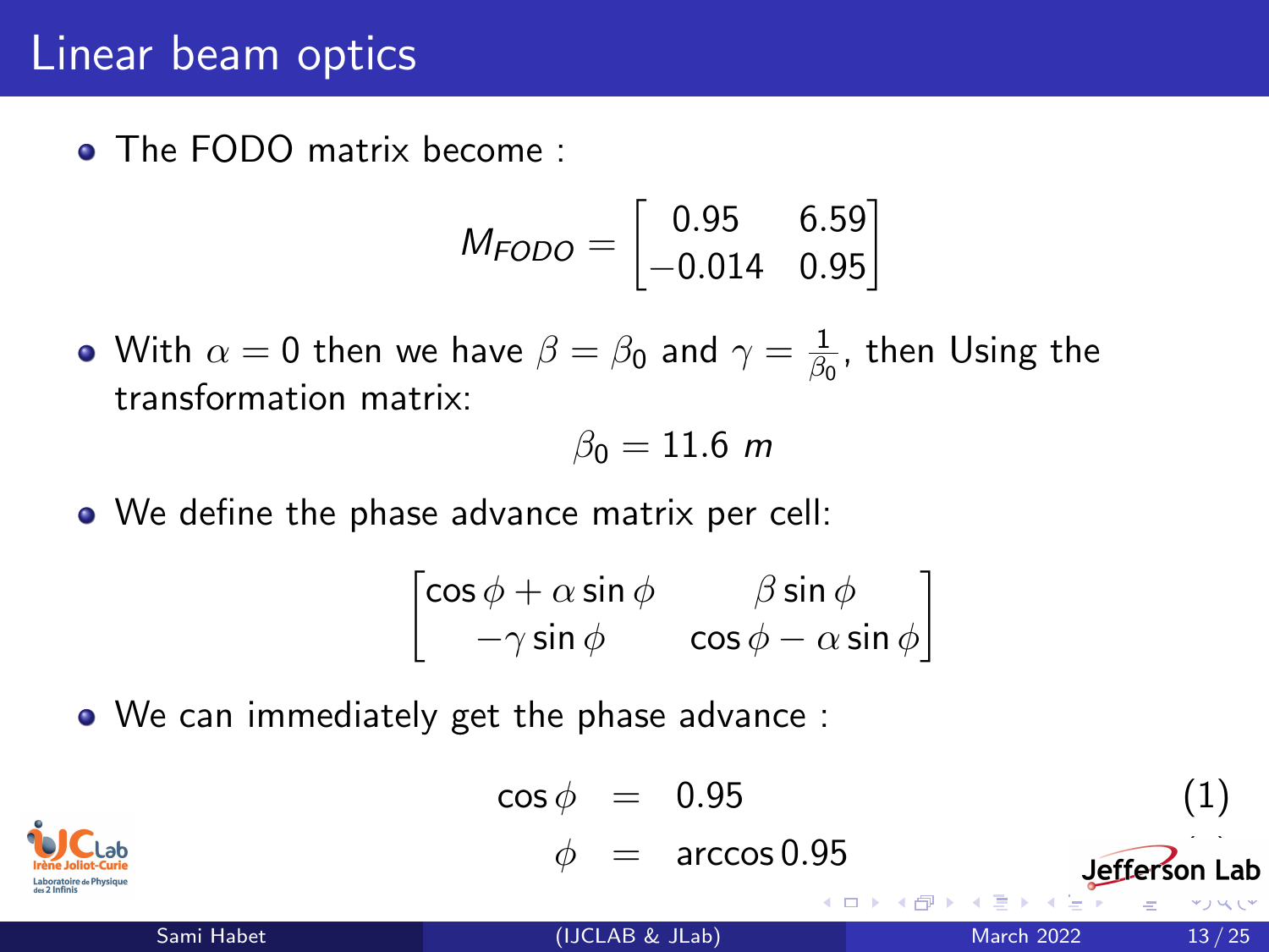# Linear beam optics

- The FODO matrix become :

$$M_{FODO} = \begin{bmatrix} 0.95 & 6.59 \\ -0.014 & 0.95 \end{bmatrix}$$

- With $\alpha = 0$ then we have $\beta = \beta_0$ and $\gamma = \frac{1}{\beta_0}$, then Using the transformation matrix:

$$\beta_0 = 11.6\ m$$

- We define the phase advance matrix per cell:

$$\begin{bmatrix} \cos\phi + \alpha\sin\phi & \beta\sin\phi \\ -\gamma\sin\phi & \cos\phi - \alpha\sin\phi \end{bmatrix}$$

- We can immediately get the phase advance :

$$\cos\phi = 0.95 \quad (1)$$

$$\phi = \arccos 0.95$$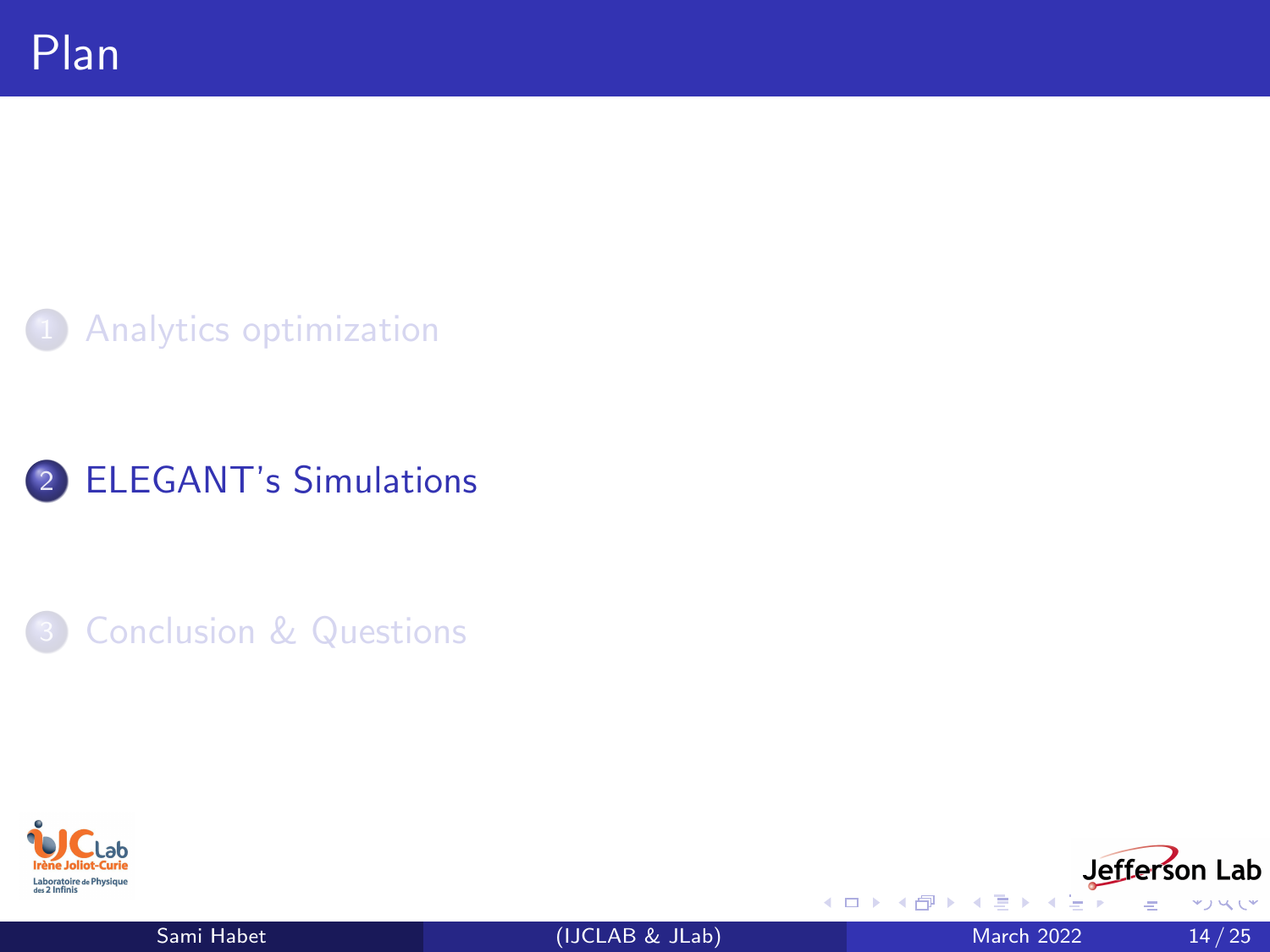# Plan

1. Analytics optimization
2. ELEGANT's Simulations
3. Conclusion & Questions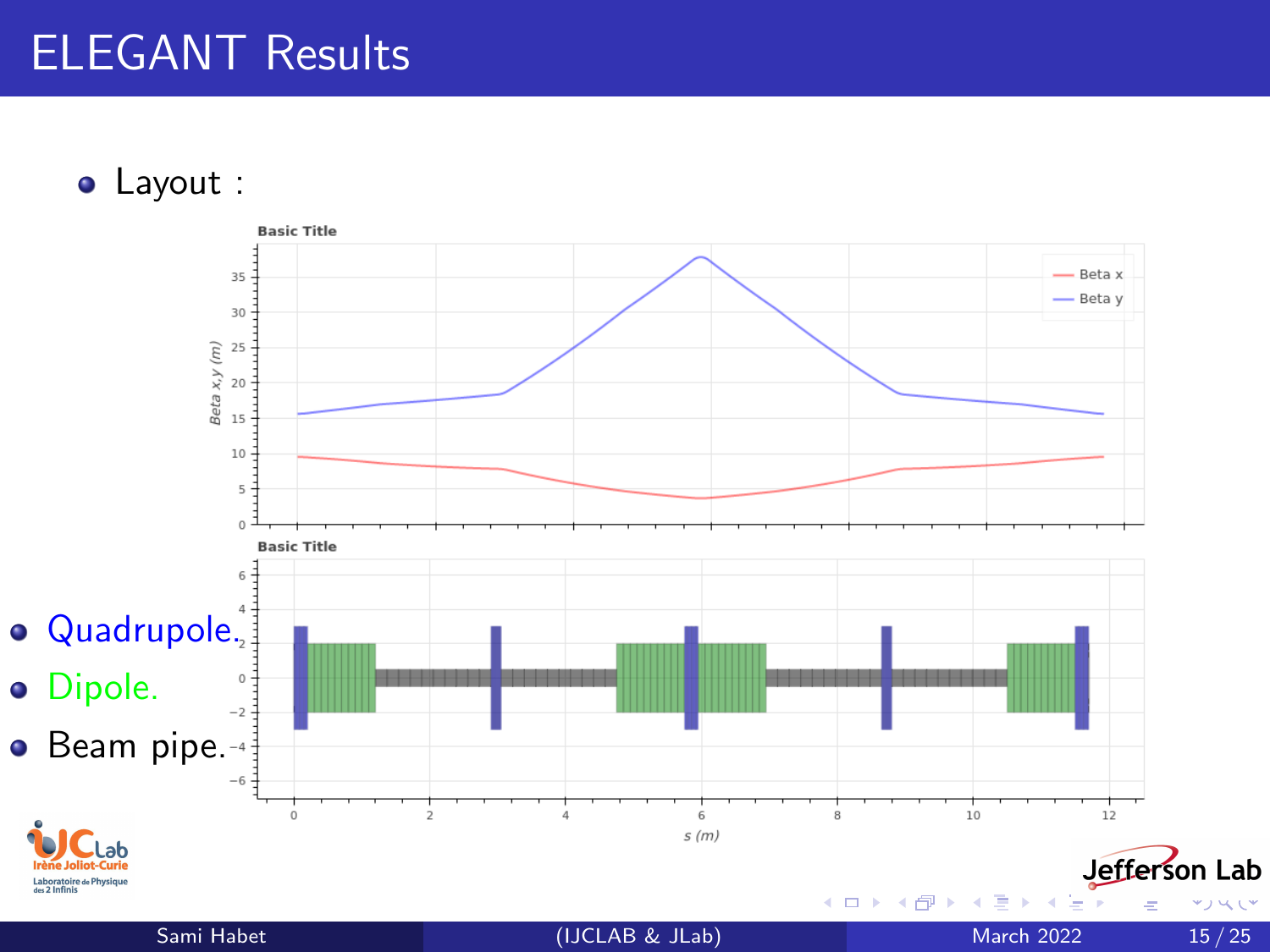# ELEGANT Results

- Layout :

- Quadrupole.
- Dipole.
- Beam pipe.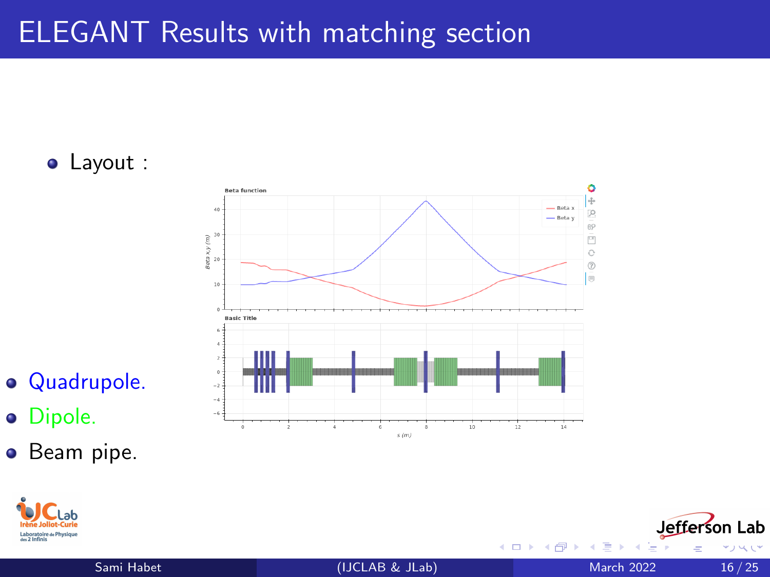# ELEGANT Results with matching section

- Layout :

- Quadrupole.
- Dipole.
- Beam pipe.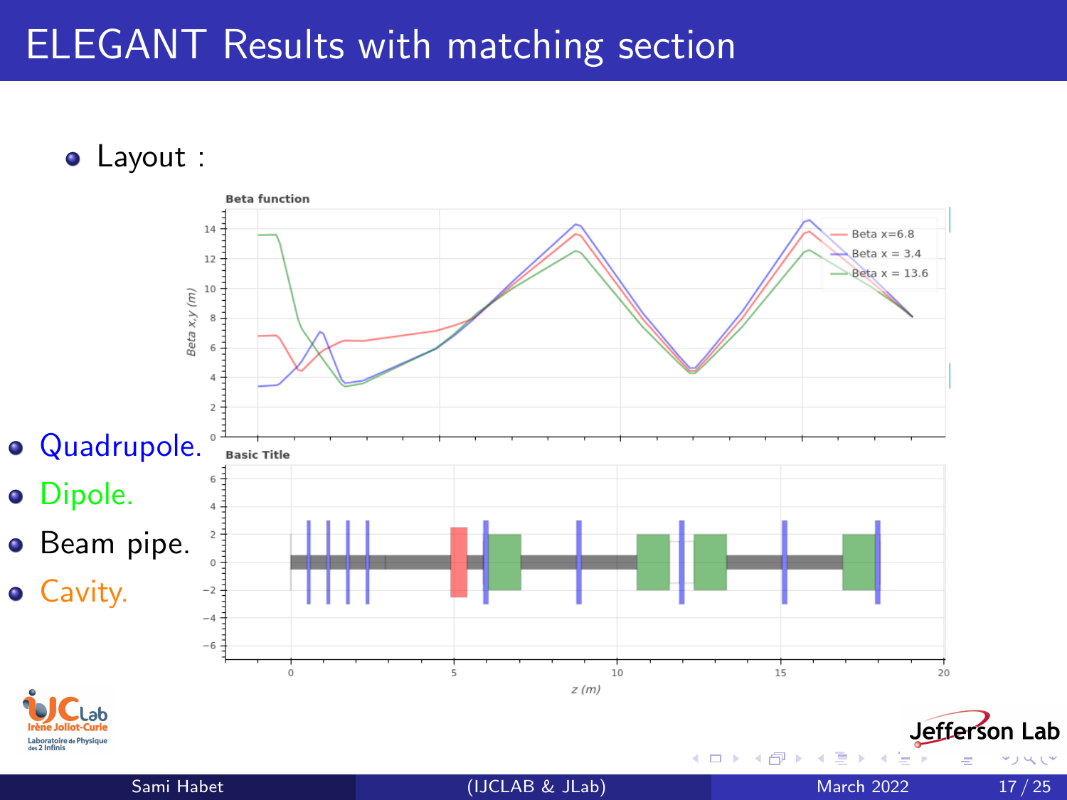# ELEGANT Results with matching section

- Layout :

- Quadrupole.
- Dipole.
- Beam pipe.
- Cavity.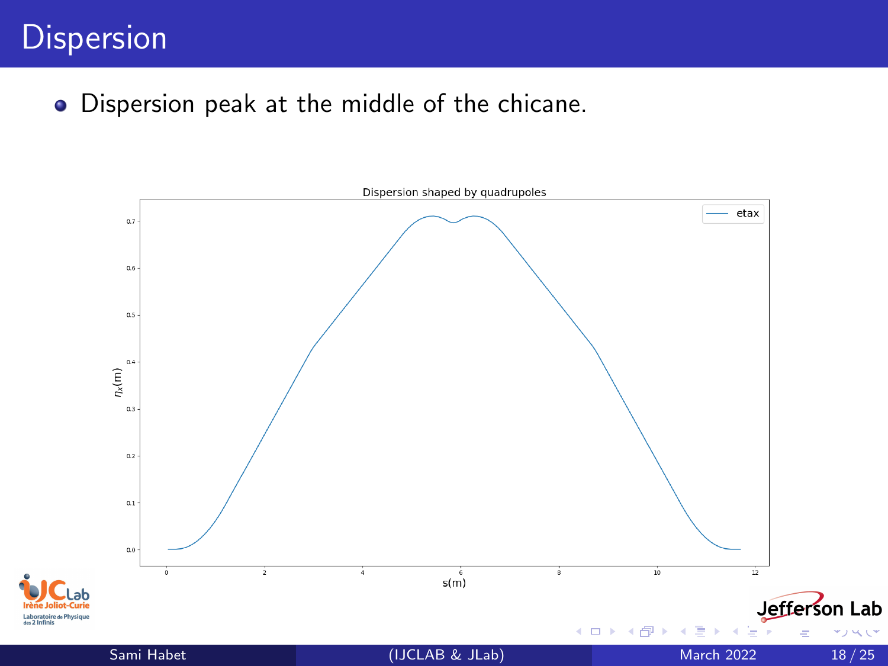# Dispersion

- Dispersion peak at the middle of the chicane.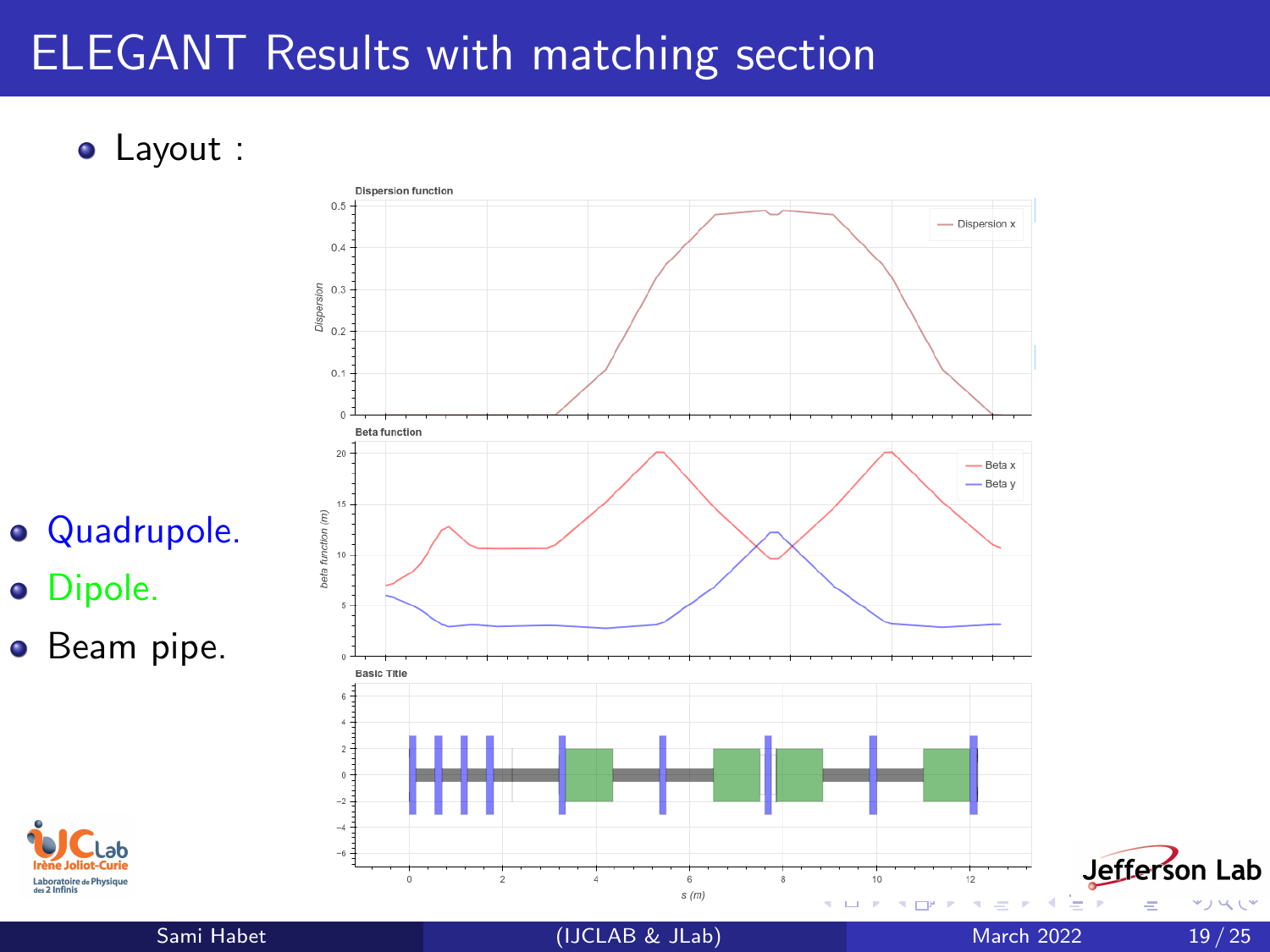# ELEGANT Results with matching section

- Layout :

- Quadrupole.
- Dipole.
- Beam pipe.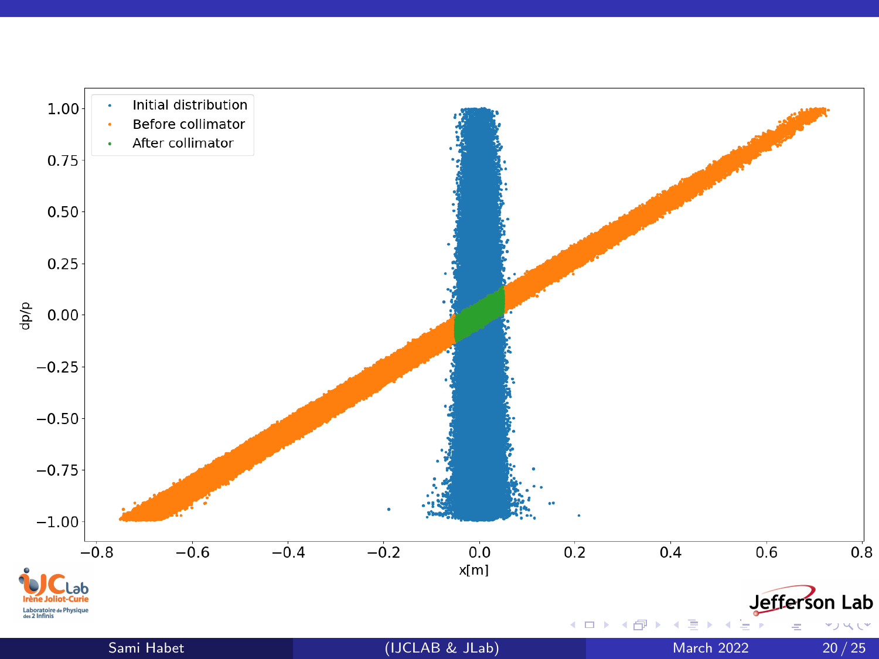Initial distribution
Before collimator
After collimator

dp/p

x[m]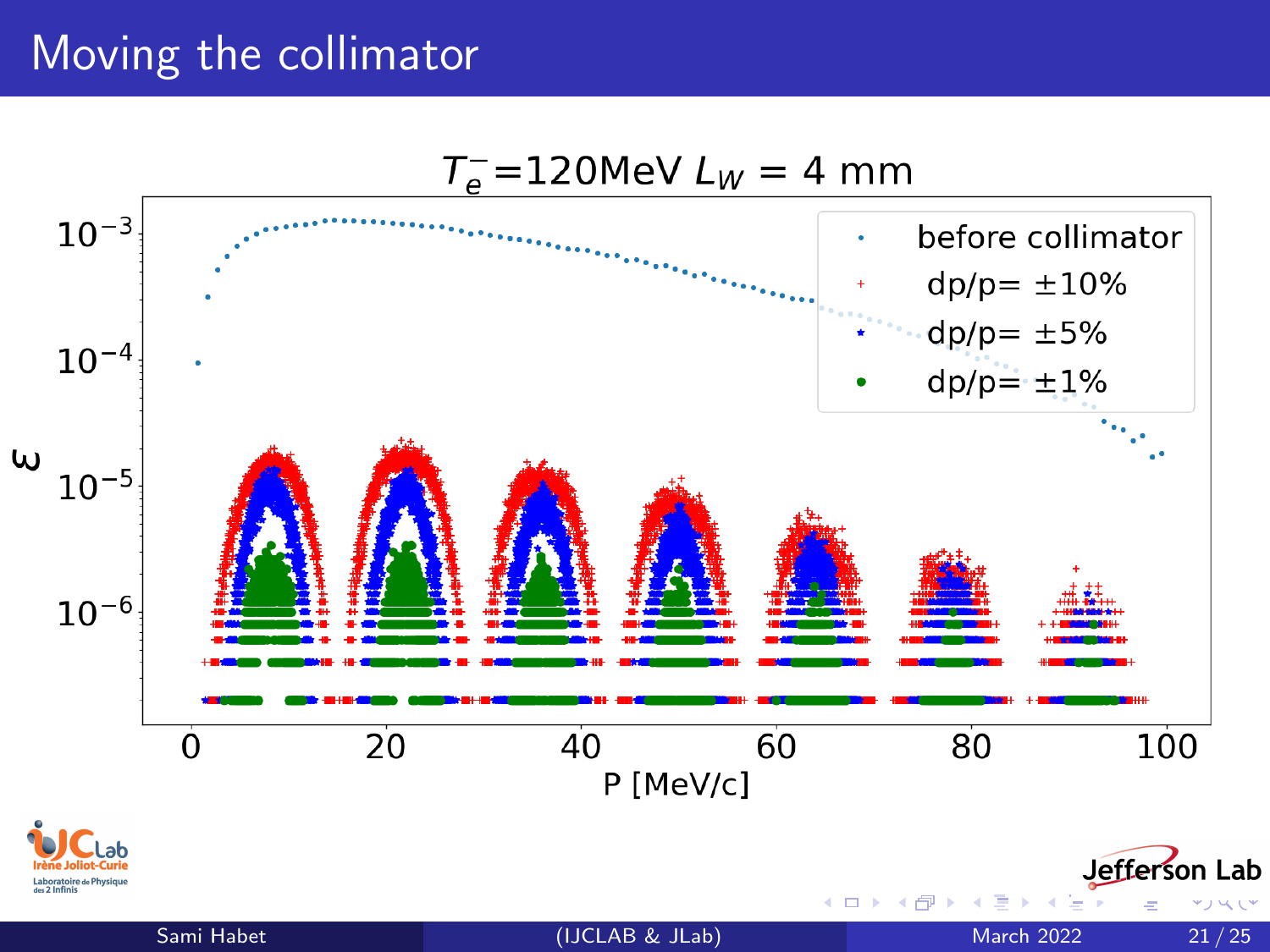# Moving the collimator

$T_e^- = 120\text{MeV}$ $L_W = 4$ mm

- before collimator
- dp/p= ±10%
- dp/p= ±5%
- dp/p= ±1%

$\varepsilon$

P [MeV/c]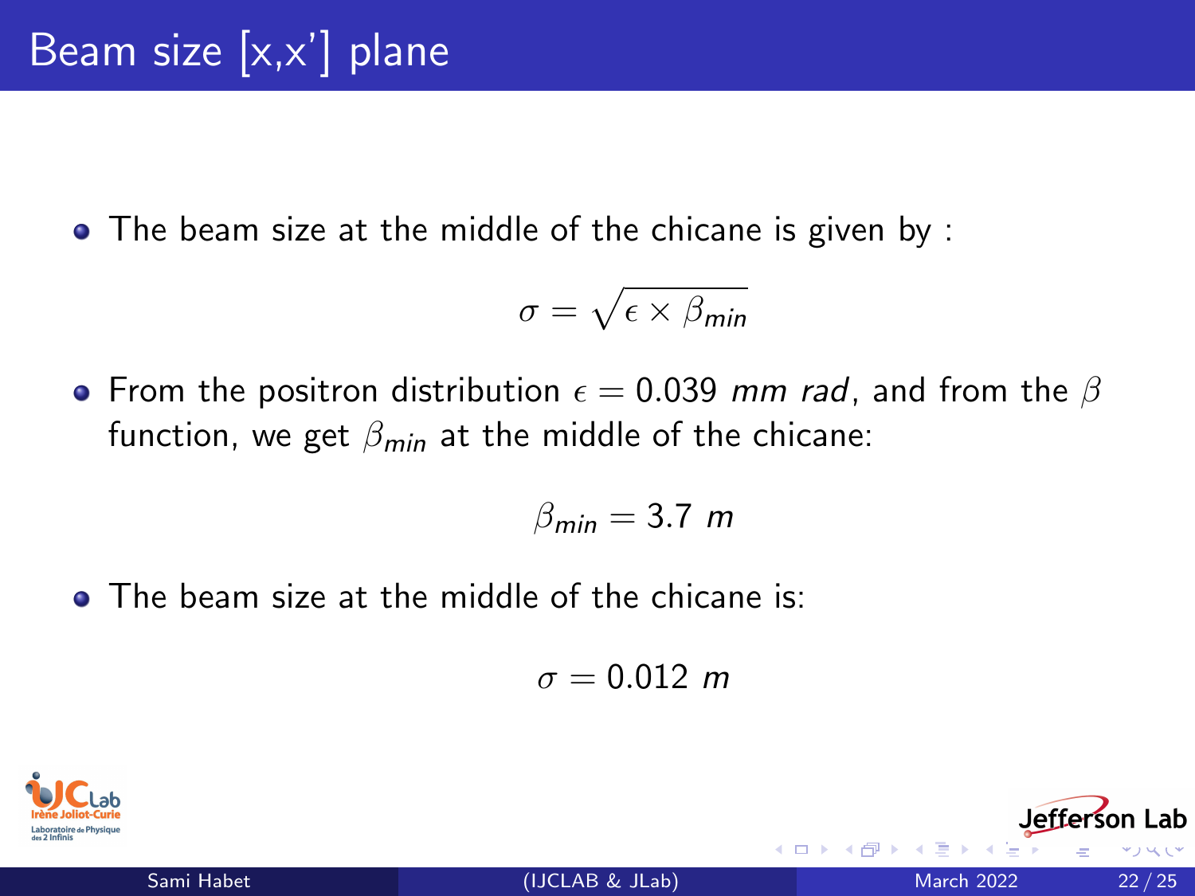# Beam size [x,x'] plane

- The beam size at the middle of the chicane is given by :

$$\sigma = \sqrt{\epsilon \times \beta_{min}}$$

- From the positron distribution $\epsilon = 0.039$ *mm rad*, and from the $\beta$ function, we get $\beta_{min}$ at the middle of the chicane:

$$\beta_{min} = 3.7\ m$$

- The beam size at the middle of the chicane is:

$$\sigma = 0.012\ m$$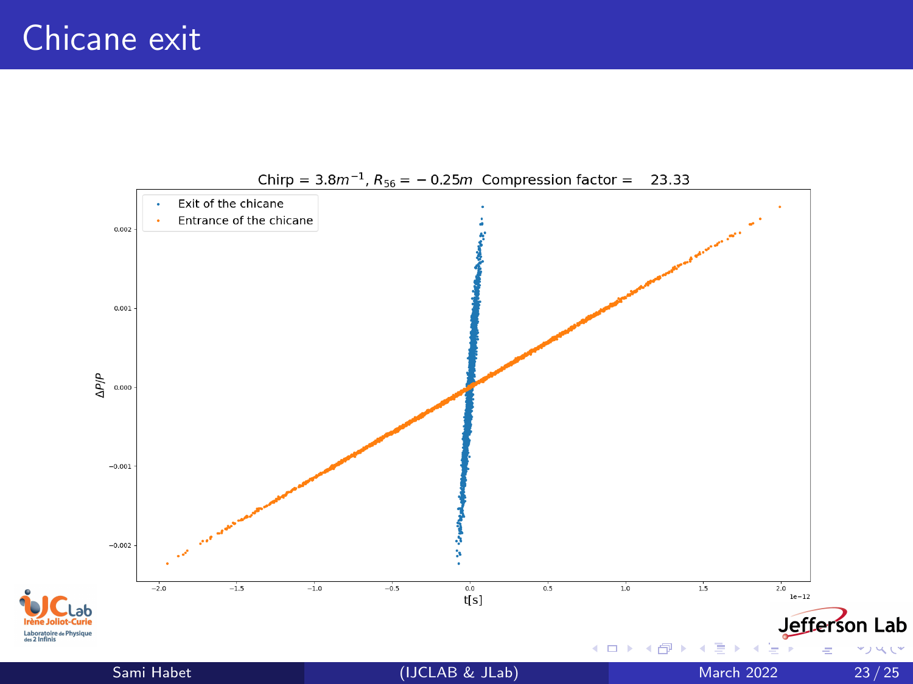# Chicane exit

Chirp = $3.8 m^{-1}$, $R_{56} = -0.25 m$ Compression factor = 23.33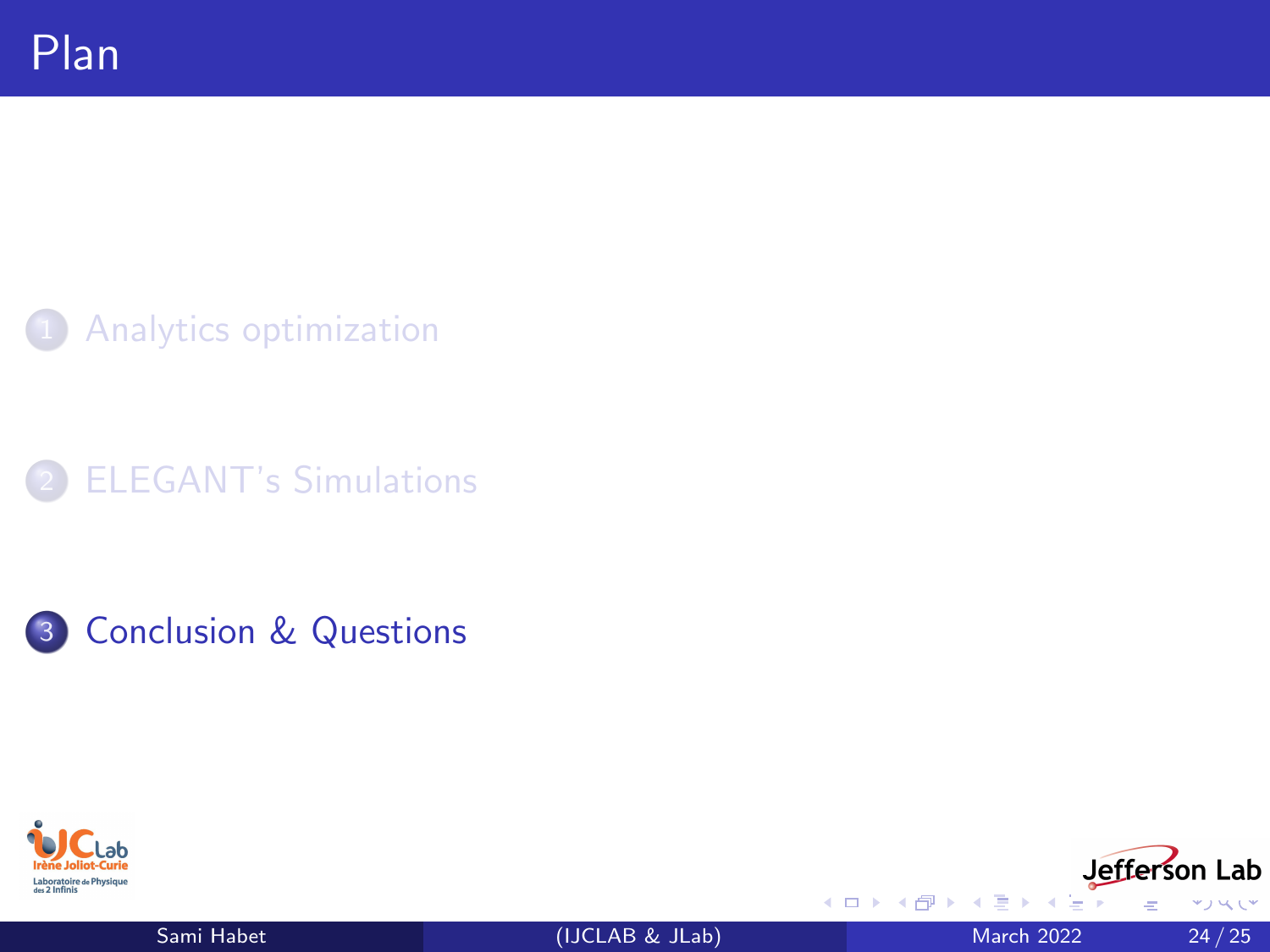# Plan

1. Analytics optimization
2. ELEGANT's Simulations
3. Conclusion & Questions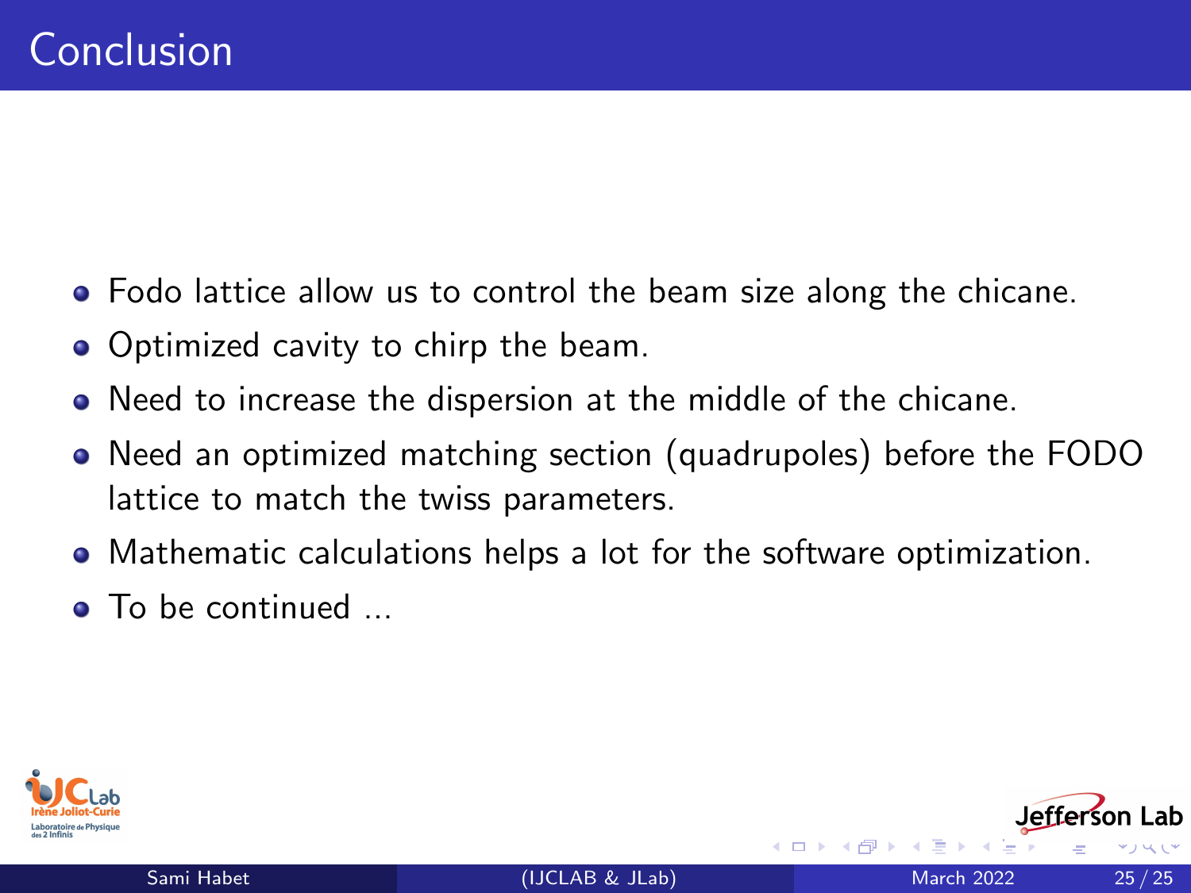# Conclusion

- Fodo lattice allow us to control the beam size along the chicane.
- Optimized cavity to chirp the beam.
- Need to increase the dispersion at the middle of the chicane.
- Need an optimized matching section (quadrupoles) before the FODO lattice to match the twiss parameters.
- Mathematic calculations helps a lot for the software optimization.
- To be continued ...